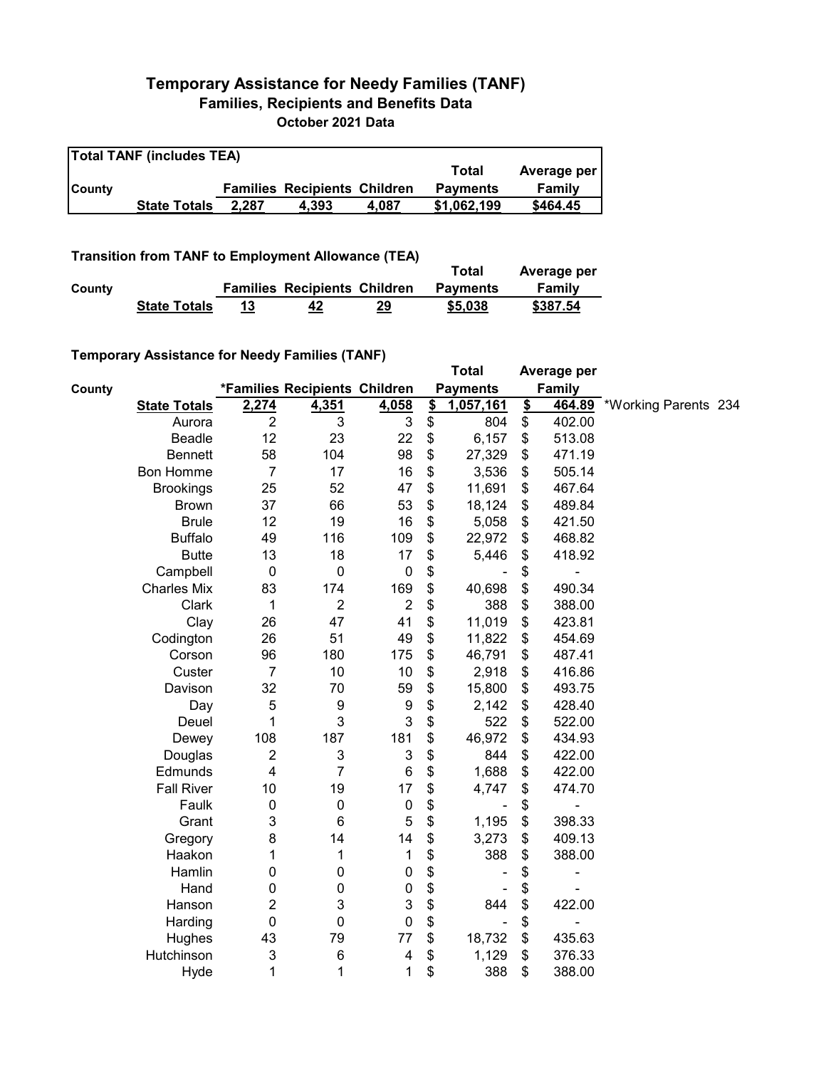# Temporary Assistance for Needy Families (TANF)

## Families, Recipients and Benefits Data

### October 2021 Data

**Total TANF (includes TEA)**

| County | | Families | Recipients | Children | Total Payments | Average per Family |
|---|---|---|---|---|---|---|
| | **State Totals** | **2,287** | **4,393** | **4,087** | **$1,062,199** | **$464.45** |

**Transition from TANF to Employment Allowance (TEA)**

| County | | Families | Recipients | Children | Total Payments | Average per Family |
|---|---|---|---|---|---|---|
| | **State Totals** | **13** | **42** | **29** | **$5,038** | **$387.54** |

**Temporary Assistance for Needy Families (TANF)**

| County | | *Families | Recipients | Children | Total Payments | Average per Family | |
|---|---|---|---|---|---|---|---|
| | **State Totals** | **2,274** | **4,351** | **4,058** | **$ 1,057,161** | **$ 464.89** | *Working Parents 234 |
| | Aurora | 2 | 3 | 3 | $ 804 | $ 402.00 | |
| | Beadle | 12 | 23 | 22 | $ 6,157 | $ 513.08 | |
| | Bennett | 58 | 104 | 98 | $ 27,329 | $ 471.19 | |
| | Bon Homme | 7 | 17 | 16 | $ 3,536 | $ 505.14 | |
| | Brookings | 25 | 52 | 47 | $ 11,691 | $ 467.64 | |
| | Brown | 37 | 66 | 53 | $ 18,124 | $ 489.84 | |
| | Brule | 12 | 19 | 16 | $ 5,058 | $ 421.50 | |
| | Buffalo | 49 | 116 | 109 | $ 22,972 | $ 468.82 | |
| | Butte | 13 | 18 | 17 | $ 5,446 | $ 418.92 | |
| | Campbell | 0 | 0 | 0 | $ - | $ - | |
| | Charles Mix | 83 | 174 | 169 | $ 40,698 | $ 490.34 | |
| | Clark | 1 | 2 | 2 | $ 388 | $ 388.00 | |
| | Clay | 26 | 47 | 41 | $ 11,019 | $ 423.81 | |
| | Codington | 26 | 51 | 49 | $ 11,822 | $ 454.69 | |
| | Corson | 96 | 180 | 175 | $ 46,791 | $ 487.41 | |
| | Custer | 7 | 10 | 10 | $ 2,918 | $ 416.86 | |
| | Davison | 32 | 70 | 59 | $ 15,800 | $ 493.75 | |
| | Day | 5 | 9 | 9 | $ 2,142 | $ 428.40 | |
| | Deuel | 1 | 3 | 3 | $ 522 | $ 522.00 | |
| | Dewey | 108 | 187 | 181 | $ 46,972 | $ 434.93 | |
| | Douglas | 2 | 3 | 3 | $ 844 | $ 422.00 | |
| | Edmunds | 4 | 7 | 6 | $ 1,688 | $ 422.00 | |
| | Fall River | 10 | 19 | 17 | $ 4,747 | $ 474.70 | |
| | Faulk | 0 | 0 | 0 | $ - | $ - | |
| | Grant | 3 | 6 | 5 | $ 1,195 | $ 398.33 | |
| | Gregory | 8 | 14 | 14 | $ 3,273 | $ 409.13 | |
| | Haakon | 1 | 1 | 1 | $ 388 | $ 388.00 | |
| | Hamlin | 0 | 0 | 0 | $ - | $ - | |
| | Hand | 0 | 0 | 0 | $ - | $ - | |
| | Hanson | 2 | 3 | 3 | $ 844 | $ 422.00 | |
| | Harding | 0 | 0 | 0 | $ - | $ - | |
| | Hughes | 43 | 79 | 77 | $ 18,732 | $ 435.63 | |
| | Hutchinson | 3 | 6 | 4 | $ 1,129 | $ 376.33 | |
| | Hyde | 1 | 1 | 1 | $ 388 | $ 388.00 | |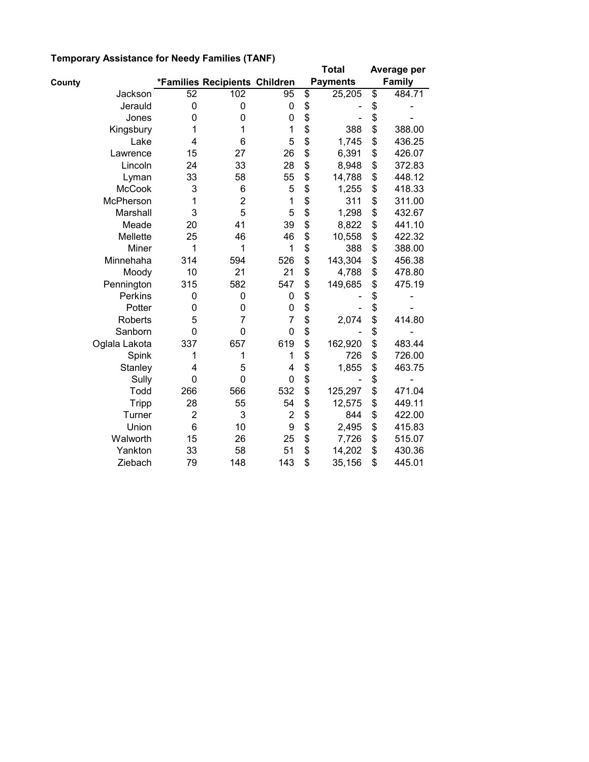**Temporary Assistance for Needy Families (TANF)**

| County | *Families | Recipients | Children | Total Payments | Average per Family |
|---|---|---|---|---|---|
| Jackson | 52 | 102 | 95 | $ 25,205 | $ 484.71 |
| Jerauld | 0 | 0 | 0 | $ - | $ - |
| Jones | 0 | 0 | 0 | $ - | $ - |
| Kingsbury | 1 | 1 | 1 | $ 388 | $ 388.00 |
| Lake | 4 | 6 | 5 | $ 1,745 | $ 436.25 |
| Lawrence | 15 | 27 | 26 | $ 6,391 | $ 426.07 |
| Lincoln | 24 | 33 | 28 | $ 8,948 | $ 372.83 |
| Lyman | 33 | 58 | 55 | $ 14,788 | $ 448.12 |
| McCook | 3 | 6 | 5 | $ 1,255 | $ 418.33 |
| McPherson | 1 | 2 | 1 | $ 311 | $ 311.00 |
| Marshall | 3 | 5 | 5 | $ 1,298 | $ 432.67 |
| Meade | 20 | 41 | 39 | $ 8,822 | $ 441.10 |
| Mellette | 25 | 46 | 46 | $ 10,558 | $ 422.32 |
| Miner | 1 | 1 | 1 | $ 388 | $ 388.00 |
| Minnehaha | 314 | 594 | 526 | $ 143,304 | $ 456.38 |
| Moody | 10 | 21 | 21 | $ 4,788 | $ 478.80 |
| Pennington | 315 | 582 | 547 | $ 149,685 | $ 475.19 |
| Perkins | 0 | 0 | 0 | $ - | $ - |
| Potter | 0 | 0 | 0 | $ - | $ - |
| Roberts | 5 | 7 | 7 | $ 2,074 | $ 414.80 |
| Sanborn | 0 | 0 | 0 | $ - | $ - |
| Oglala Lakota | 337 | 657 | 619 | $ 162,920 | $ 483.44 |
| Spink | 1 | 1 | 1 | $ 726 | $ 726.00 |
| Stanley | 4 | 5 | 4 | $ 1,855 | $ 463.75 |
| Sully | 0 | 0 | 0 | $ - | $ - |
| Todd | 266 | 566 | 532 | $ 125,297 | $ 471.04 |
| Tripp | 28 | 55 | 54 | $ 12,575 | $ 449.11 |
| Turner | 2 | 3 | 2 | $ 844 | $ 422.00 |
| Union | 6 | 10 | 9 | $ 2,495 | $ 415.83 |
| Walworth | 15 | 26 | 25 | $ 7,726 | $ 515.07 |
| Yankton | 33 | 58 | 51 | $ 14,202 | $ 430.36 |
| Ziebach | 79 | 148 | 143 | $ 35,156 | $ 445.01 |